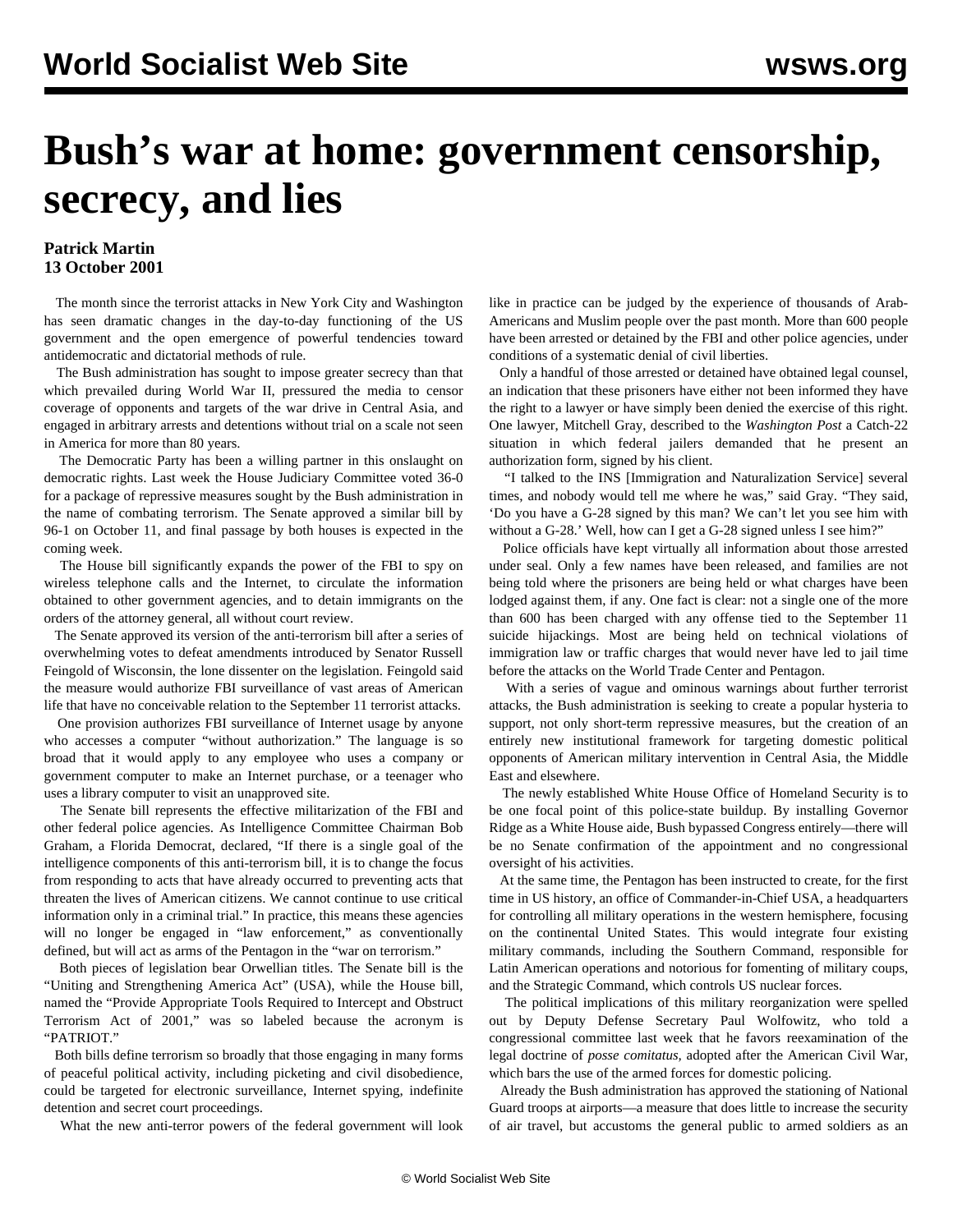# Bush's war at home: government censorship, secrecy, and lies

**Patrick Martin**
**13 October 2001**

The month since the terrorist attacks in New York City and Washington has seen dramatic changes in the day-to-day functioning of the US government and the open emergence of powerful tendencies toward antidemocratic and dictatorial methods of rule.

The Bush administration has sought to impose greater secrecy than that which prevailed during World War II, pressured the media to censor coverage of opponents and targets of the war drive in Central Asia, and engaged in arbitrary arrests and detentions without trial on a scale not seen in America for more than 80 years.

The Democratic Party has been a willing partner in this onslaught on democratic rights. Last week the House Judiciary Committee voted 36-0 for a package of repressive measures sought by the Bush administration in the name of combating terrorism. The Senate approved a similar bill by 96-1 on October 11, and final passage by both houses is expected in the coming week.

The House bill significantly expands the power of the FBI to spy on wireless telephone calls and the Internet, to circulate the information obtained to other government agencies, and to detain immigrants on the orders of the attorney general, all without court review.

The Senate approved its version of the anti-terrorism bill after a series of overwhelming votes to defeat amendments introduced by Senator Russell Feingold of Wisconsin, the lone dissenter on the legislation. Feingold said the measure would authorize FBI surveillance of vast areas of American life that have no conceivable relation to the September 11 terrorist attacks.

One provision authorizes FBI surveillance of Internet usage by anyone who accesses a computer "without authorization." The language is so broad that it would apply to any employee who uses a company or government computer to make an Internet purchase, or a teenager who uses a library computer to visit an unapproved site.

The Senate bill represents the effective militarization of the FBI and other federal police agencies. As Intelligence Committee Chairman Bob Graham, a Florida Democrat, declared, "If there is a single goal of the intelligence components of this anti-terrorism bill, it is to change the focus from responding to acts that have already occurred to preventing acts that threaten the lives of American citizens. We cannot continue to use critical information only in a criminal trial." In practice, this means these agencies will no longer be engaged in "law enforcement," as conventionally defined, but will act as arms of the Pentagon in the "war on terrorism."

Both pieces of legislation bear Orwellian titles. The Senate bill is the "Uniting and Strengthening America Act" (USA), while the House bill, named the "Provide Appropriate Tools Required to Intercept and Obstruct Terrorism Act of 2001," was so labeled because the acronym is "PATRIOT."

Both bills define terrorism so broadly that those engaging in many forms of peaceful political activity, including picketing and civil disobedience, could be targeted for electronic surveillance, Internet spying, indefinite detention and secret court proceedings.

What the new anti-terror powers of the federal government will look like in practice can be judged by the experience of thousands of Arab-Americans and Muslim people over the past month. More than 600 people have been arrested or detained by the FBI and other police agencies, under conditions of a systematic denial of civil liberties.

Only a handful of those arrested or detained have obtained legal counsel, an indication that these prisoners have either not been informed they have the right to a lawyer or have simply been denied the exercise of this right. One lawyer, Mitchell Gray, described to the *Washington Post* a Catch-22 situation in which federal jailers demanded that he present an authorization form, signed by his client.

"I talked to the INS [Immigration and Naturalization Service] several times, and nobody would tell me where he was," said Gray. "They said, 'Do you have a G-28 signed by this man? We can't let you see him with without a G-28.' Well, how can I get a G-28 signed unless I see him?"

Police officials have kept virtually all information about those arrested under seal. Only a few names have been released, and families are not being told where the prisoners are being held or what charges have been lodged against them, if any. One fact is clear: not a single one of the more than 600 has been charged with any offense tied to the September 11 suicide hijackings. Most are being held on technical violations of immigration law or traffic charges that would never have led to jail time before the attacks on the World Trade Center and Pentagon.

With a series of vague and ominous warnings about further terrorist attacks, the Bush administration is seeking to create a popular hysteria to support, not only short-term repressive measures, but the creation of an entirely new institutional framework for targeting domestic political opponents of American military intervention in Central Asia, the Middle East and elsewhere.

The newly established White House Office of Homeland Security is to be one focal point of this police-state buildup. By installing Governor Ridge as a White House aide, Bush bypassed Congress entirely—there will be no Senate confirmation of the appointment and no congressional oversight of his activities.

At the same time, the Pentagon has been instructed to create, for the first time in US history, an office of Commander-in-Chief USA, a headquarters for controlling all military operations in the western hemisphere, focusing on the continental United States. This would integrate four existing military commands, including the Southern Command, responsible for Latin American operations and notorious for fomenting of military coups, and the Strategic Command, which controls US nuclear forces.

The political implications of this military reorganization were spelled out by Deputy Defense Secretary Paul Wolfowitz, who told a congressional committee last week that he favors reexamination of the legal doctrine of *posse comitatus*, adopted after the American Civil War, which bars the use of the armed forces for domestic policing.

Already the Bush administration has approved the stationing of National Guard troops at airports—a measure that does little to increase the security of air travel, but accustoms the general public to armed soldiers as an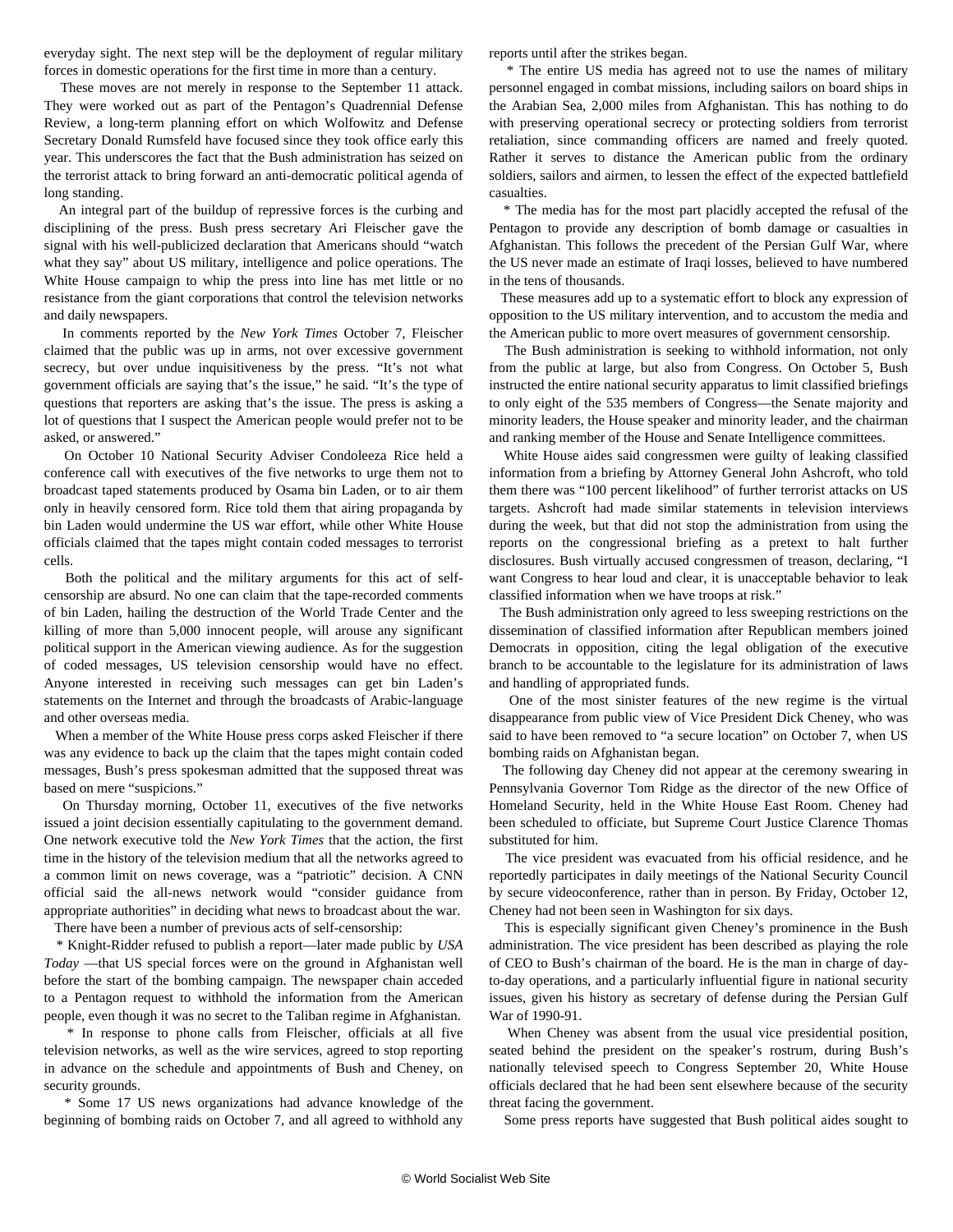everyday sight. The next step will be the deployment of regular military forces in domestic operations for the first time in more than a century.

These moves are not merely in response to the September 11 attack. They were worked out as part of the Pentagon's Quadrennial Defense Review, a long-term planning effort on which Wolfowitz and Defense Secretary Donald Rumsfeld have focused since they took office early this year. This underscores the fact that the Bush administration has seized on the terrorist attack to bring forward an anti-democratic political agenda of long standing.

An integral part of the buildup of repressive forces is the curbing and disciplining of the press. Bush press secretary Ari Fleischer gave the signal with his well-publicized declaration that Americans should "watch what they say" about US military, intelligence and police operations. The White House campaign to whip the press into line has met little or no resistance from the giant corporations that control the television networks and daily newspapers.

In comments reported by the *New York Times* October 7, Fleischer claimed that the public was up in arms, not over excessive government secrecy, but over undue inquisitiveness by the press. "It's not what government officials are saying that's the issue," he said. "It's the type of questions that reporters are asking that's the issue. The press is asking a lot of questions that I suspect the American people would prefer not to be asked, or answered."

On October 10 National Security Adviser Condoleeza Rice held a conference call with executives of the five networks to urge them not to broadcast taped statements produced by Osama bin Laden, or to air them only in heavily censored form. Rice told them that airing propaganda by bin Laden would undermine the US war effort, while other White House officials claimed that the tapes might contain coded messages to terrorist cells.

Both the political and the military arguments for this act of self-censorship are absurd. No one can claim that the tape-recorded comments of bin Laden, hailing the destruction of the World Trade Center and the killing of more than 5,000 innocent people, will arouse any significant political support in the American viewing audience. As for the suggestion of coded messages, US television censorship would have no effect. Anyone interested in receiving such messages can get bin Laden's statements on the Internet and through the broadcasts of Arabic-language and other overseas media.

When a member of the White House press corps asked Fleischer if there was any evidence to back up the claim that the tapes might contain coded messages, Bush's press spokesman admitted that the supposed threat was based on mere "suspicions."

On Thursday morning, October 11, executives of the five networks issued a joint decision essentially capitulating to the government demand. One network executive told the *New York Times* that the action, the first time in the history of the television medium that all the networks agreed to a common limit on news coverage, was a "patriotic" decision. A CNN official said the all-news network would "consider guidance from appropriate authorities" in deciding what news to broadcast about the war.

There have been a number of previous acts of self-censorship:

* Knight-Ridder refused to publish a report—later made public by *USA Today* —that US special forces were on the ground in Afghanistan well before the start of the bombing campaign. The newspaper chain acceded to a Pentagon request to withhold the information from the American people, even though it was no secret to the Taliban regime in Afghanistan.

* In response to phone calls from Fleischer, officials at all five television networks, as well as the wire services, agreed to stop reporting in advance on the schedule and appointments of Bush and Cheney, on security grounds.

* Some 17 US news organizations had advance knowledge of the beginning of bombing raids on October 7, and all agreed to withhold any reports until after the strikes began.

* The entire US media has agreed not to use the names of military personnel engaged in combat missions, including sailors on board ships in the Arabian Sea, 2,000 miles from Afghanistan. This has nothing to do with preserving operational secrecy or protecting soldiers from terrorist retaliation, since commanding officers are named and freely quoted. Rather it serves to distance the American public from the ordinary soldiers, sailors and airmen, to lessen the effect of the expected battlefield casualties.

* The media has for the most part placidly accepted the refusal of the Pentagon to provide any description of bomb damage or casualties in Afghanistan. This follows the precedent of the Persian Gulf War, where the US never made an estimate of Iraqi losses, believed to have numbered in the tens of thousands.

These measures add up to a systematic effort to block any expression of opposition to the US military intervention, and to accustom the media and the American public to more overt measures of government censorship.

The Bush administration is seeking to withhold information, not only from the public at large, but also from Congress. On October 5, Bush instructed the entire national security apparatus to limit classified briefings to only eight of the 535 members of Congress—the Senate majority and minority leaders, the House speaker and minority leader, and the chairman and ranking member of the House and Senate Intelligence committees.

White House aides said congressmen were guilty of leaking classified information from a briefing by Attorney General John Ashcroft, who told them there was "100 percent likelihood" of further terrorist attacks on US targets. Ashcroft had made similar statements in television interviews during the week, but that did not stop the administration from using the reports on the congressional briefing as a pretext to halt further disclosures. Bush virtually accused congressmen of treason, declaring, "I want Congress to hear loud and clear, it is unacceptable behavior to leak classified information when we have troops at risk."

The Bush administration only agreed to less sweeping restrictions on the dissemination of classified information after Republican members joined Democrats in opposition, citing the legal obligation of the executive branch to be accountable to the legislature for its administration of laws and handling of appropriated funds.

One of the most sinister features of the new regime is the virtual disappearance from public view of Vice President Dick Cheney, who was said to have been removed to "a secure location" on October 7, when US bombing raids on Afghanistan began.

The following day Cheney did not appear at the ceremony swearing in Pennsylvania Governor Tom Ridge as the director of the new Office of Homeland Security, held in the White House East Room. Cheney had been scheduled to officiate, but Supreme Court Justice Clarence Thomas substituted for him.

The vice president was evacuated from his official residence, and he reportedly participates in daily meetings of the National Security Council by secure videoconference, rather than in person. By Friday, October 12, Cheney had not been seen in Washington for six days.

This is especially significant given Cheney's prominence in the Bush administration. The vice president has been described as playing the role of CEO to Bush's chairman of the board. He is the man in charge of day-to-day operations, and a particularly influential figure in national security issues, given his history as secretary of defense during the Persian Gulf War of 1990-91.

When Cheney was absent from the usual vice presidential position, seated behind the president on the speaker's rostrum, during Bush's nationally televised speech to Congress September 20, White House officials declared that he had been sent elsewhere because of the security threat facing the government.

Some press reports have suggested that Bush political aides sought to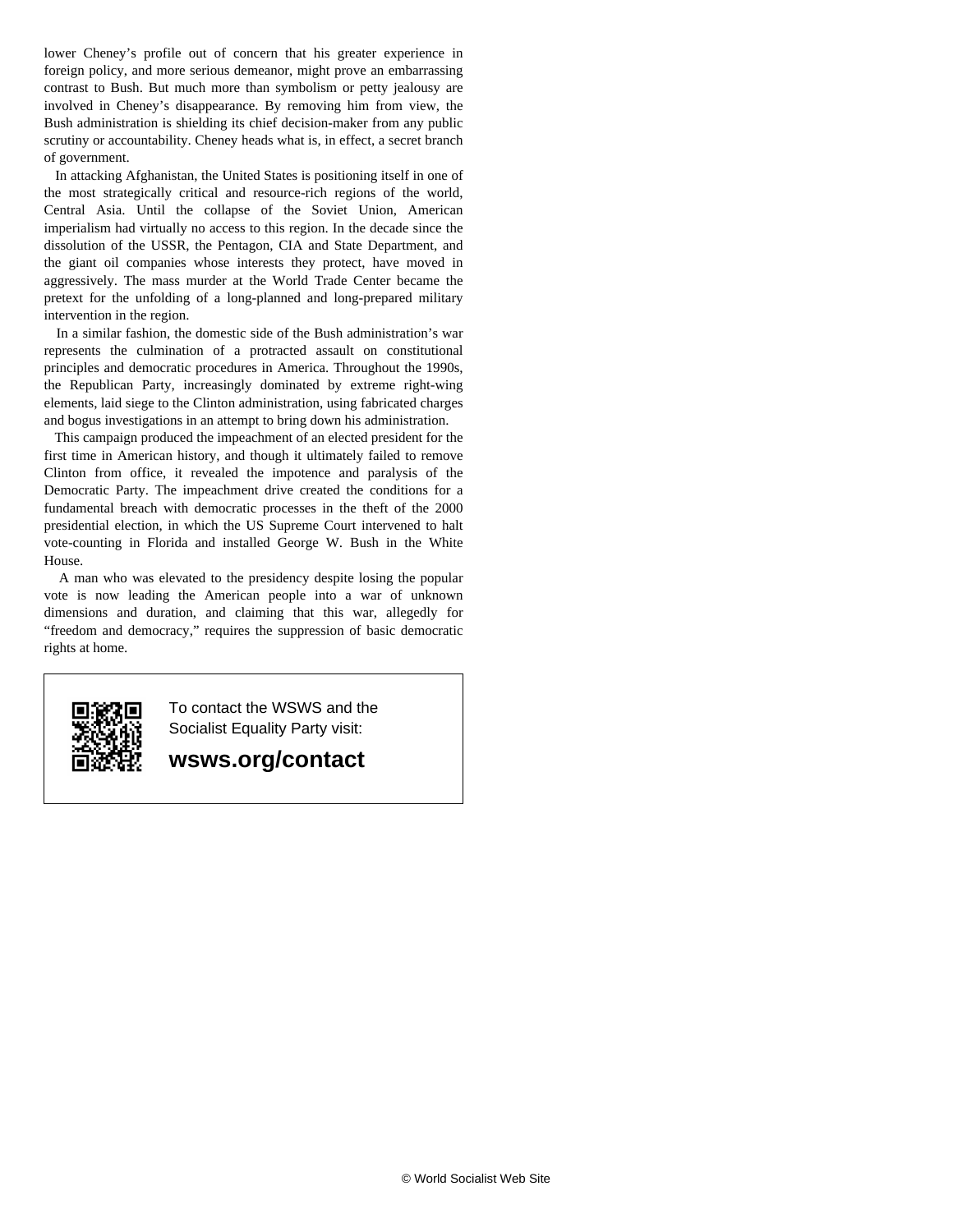lower Cheney's profile out of concern that his greater experience in foreign policy, and more serious demeanor, might prove an embarrassing contrast to Bush. But much more than symbolism or petty jealousy are involved in Cheney's disappearance. By removing him from view, the Bush administration is shielding its chief decision-maker from any public scrutiny or accountability. Cheney heads what is, in effect, a secret branch of government.

In attacking Afghanistan, the United States is positioning itself in one of the most strategically critical and resource-rich regions of the world, Central Asia. Until the collapse of the Soviet Union, American imperialism had virtually no access to this region. In the decade since the dissolution of the USSR, the Pentagon, CIA and State Department, and the giant oil companies whose interests they protect, have moved in aggressively. The mass murder at the World Trade Center became the pretext for the unfolding of a long-planned and long-prepared military intervention in the region.

In a similar fashion, the domestic side of the Bush administration's war represents the culmination of a protracted assault on constitutional principles and democratic procedures in America. Throughout the 1990s, the Republican Party, increasingly dominated by extreme right-wing elements, laid siege to the Clinton administration, using fabricated charges and bogus investigations in an attempt to bring down his administration.

This campaign produced the impeachment of an elected president for the first time in American history, and though it ultimately failed to remove Clinton from office, it revealed the impotence and paralysis of the Democratic Party. The impeachment drive created the conditions for a fundamental breach with democratic processes in the theft of the 2000 presidential election, in which the US Supreme Court intervened to halt vote-counting in Florida and installed George W. Bush in the White House.

A man who was elevated to the presidency despite losing the popular vote is now leading the American people into a war of unknown dimensions and duration, and claiming that this war, allegedly for "freedom and democracy," requires the suppression of basic democratic rights at home.

To contact the WSWS and the Socialist Equality Party visit:

**wsws.org/contact**